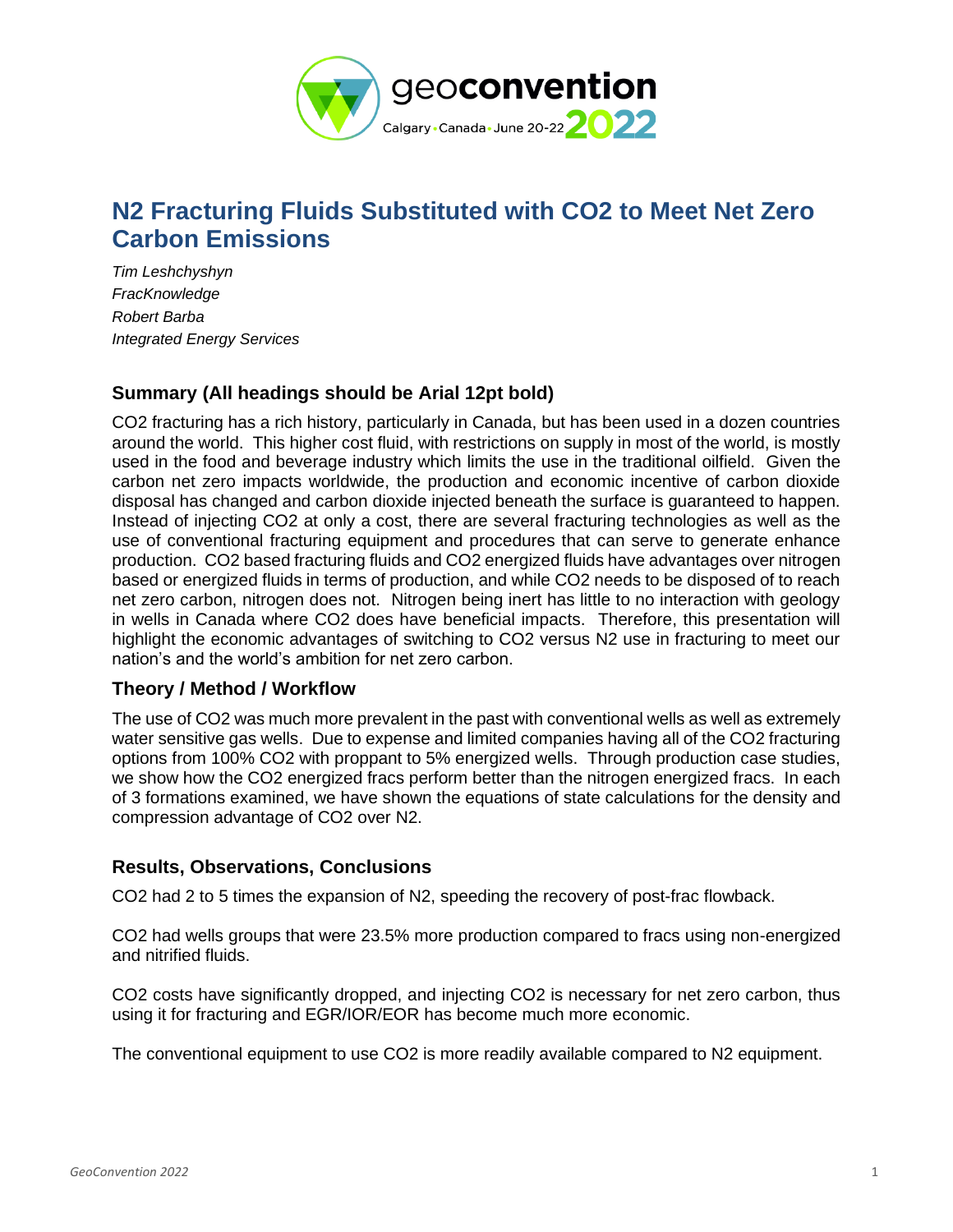# N2 Fracturing Fluids Substituted with CO2 to Meet Net Zero Carbon Emissions

*Tim Leshchyshyn*
*FracKnowledge*
*Robert Barba*
*Integrated Energy Services*

## Summary (All headings should be Arial 12pt bold)

CO2 fracturing has a rich history, particularly in Canada, but has been used in a dozen countries around the world. This higher cost fluid, with restrictions on supply in most of the world, is mostly used in the food and beverage industry which limits the use in the traditional oilfield. Given the carbon net zero impacts worldwide, the production and economic incentive of carbon dioxide disposal has changed and carbon dioxide injected beneath the surface is guaranteed to happen. Instead of injecting CO2 at only a cost, there are several fracturing technologies as well as the use of conventional fracturing equipment and procedures that can serve to generate enhance production. CO2 based fracturing fluids and CO2 energized fluids have advantages over nitrogen based or energized fluids in terms of production, and while CO2 needs to be disposed of to reach net zero carbon, nitrogen does not. Nitrogen being inert has little to no interaction with geology in wells in Canada where CO2 does have beneficial impacts. Therefore, this presentation will highlight the economic advantages of switching to CO2 versus N2 use in fracturing to meet our nation's and the world's ambition for net zero carbon.

## Theory / Method / Workflow

The use of CO2 was much more prevalent in the past with conventional wells as well as extremely water sensitive gas wells. Due to expense and limited companies having all of the CO2 fracturing options from 100% CO2 with proppant to 5% energized wells. Through production case studies, we show how the CO2 energized fracs perform better than the nitrogen energized fracs. In each of 3 formations examined, we have shown the equations of state calculations for the density and compression advantage of CO2 over N2.

## Results, Observations, Conclusions

CO2 had 2 to 5 times the expansion of N2, speeding the recovery of post-frac flowback.

CO2 had wells groups that were 23.5% more production compared to fracs using non-energized and nitrified fluids.

CO2 costs have significantly dropped, and injecting CO2 is necessary for net zero carbon, thus using it for fracturing and EGR/IOR/EOR has become much more economic.

The conventional equipment to use CO2 is more readily available compared to N2 equipment.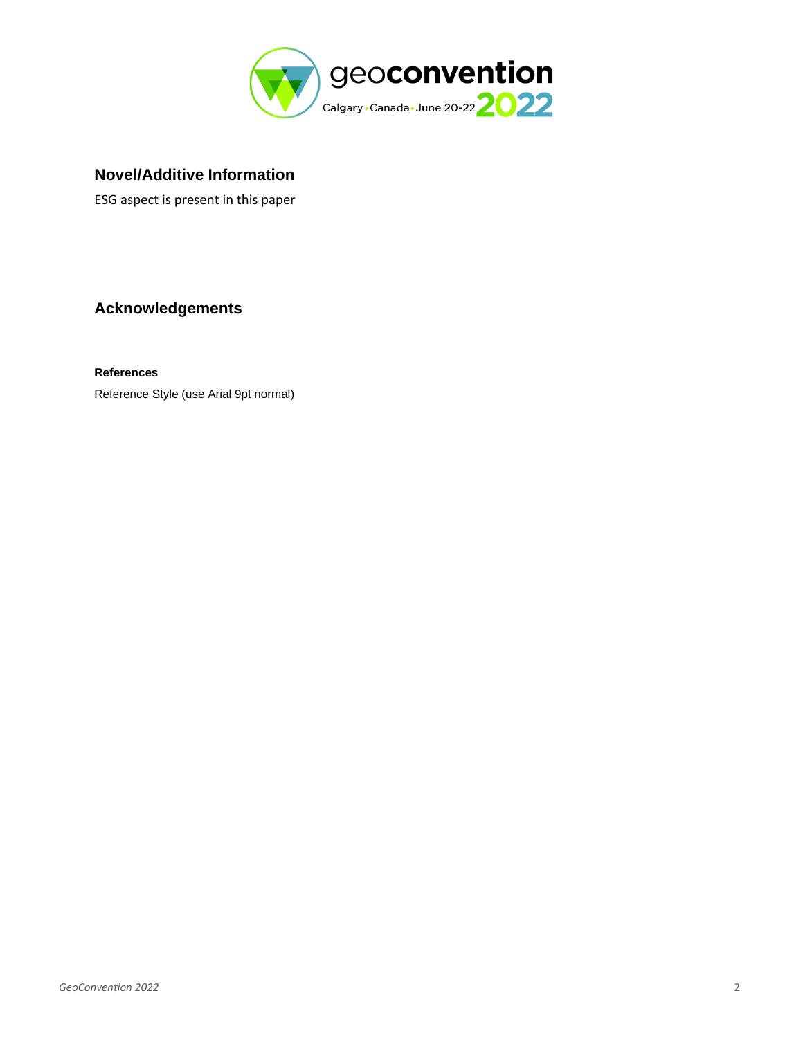## Novel/Additive Information

ESG aspect is present in this paper

## Acknowledgements

#### References

Reference Style (use Arial 9pt normal)